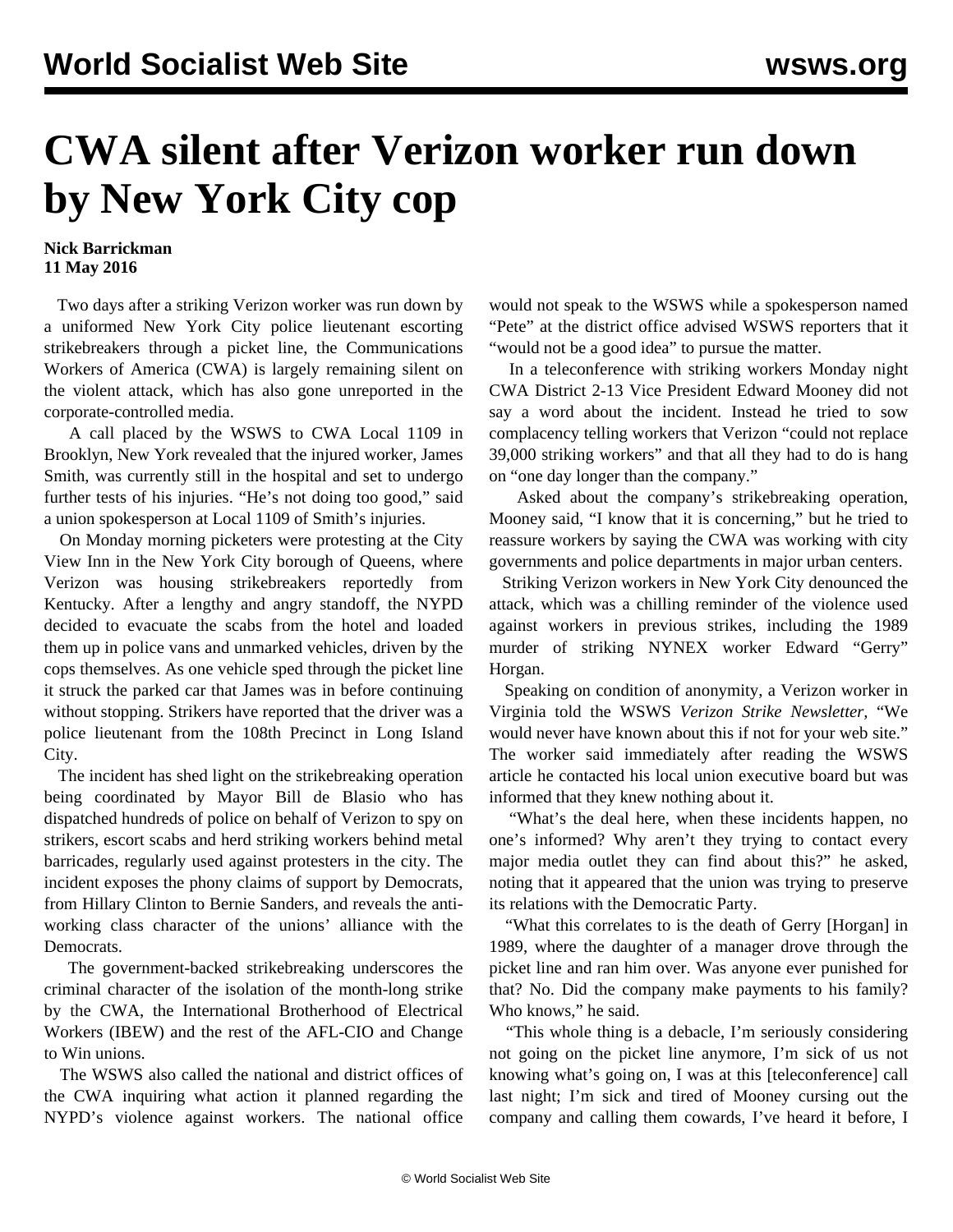# CWA silent after Verizon worker run down by New York City cop

**Nick Barrickman**
**11 May 2016**

Two days after a striking Verizon worker was run down by a uniformed New York City police lieutenant escorting strikebreakers through a picket line, the Communications Workers of America (CWA) is largely remaining silent on the violent attack, which has also gone unreported in the corporate-controlled media.

A call placed by the WSWS to CWA Local 1109 in Brooklyn, New York revealed that the injured worker, James Smith, was currently still in the hospital and set to undergo further tests of his injuries. "He's not doing too good," said a union spokesperson at Local 1109 of Smith's injuries.

On Monday morning picketers were protesting at the City View Inn in the New York City borough of Queens, where Verizon was housing strikebreakers reportedly from Kentucky. After a lengthy and angry standoff, the NYPD decided to evacuate the scabs from the hotel and loaded them up in police vans and unmarked vehicles, driven by the cops themselves. As one vehicle sped through the picket line it struck the parked car that James was in before continuing without stopping. Strikers have reported that the driver was a police lieutenant from the 108th Precinct in Long Island City.

The incident has shed light on the strikebreaking operation being coordinated by Mayor Bill de Blasio who has dispatched hundreds of police on behalf of Verizon to spy on strikers, escort scabs and herd striking workers behind metal barricades, regularly used against protesters in the city. The incident exposes the phony claims of support by Democrats, from Hillary Clinton to Bernie Sanders, and reveals the anti-working class character of the unions' alliance with the Democrats.

The government-backed strikebreaking underscores the criminal character of the isolation of the month-long strike by the CWA, the International Brotherhood of Electrical Workers (IBEW) and the rest of the AFL-CIO and Change to Win unions.

The WSWS also called the national and district offices of the CWA inquiring what action it planned regarding the NYPD's violence against workers. The national office would not speak to the WSWS while a spokesperson named "Pete" at the district office advised WSWS reporters that it "would not be a good idea" to pursue the matter.

In a teleconference with striking workers Monday night CWA District 2-13 Vice President Edward Mooney did not say a word about the incident. Instead he tried to sow complacency telling workers that Verizon "could not replace 39,000 striking workers" and that all they had to do is hang on "one day longer than the company."

Asked about the company's strikebreaking operation, Mooney said, "I know that it is concerning," but he tried to reassure workers by saying the CWA was working with city governments and police departments in major urban centers.

Striking Verizon workers in New York City denounced the attack, which was a chilling reminder of the violence used against workers in previous strikes, including the 1989 murder of striking NYNEX worker Edward "Gerry" Horgan.

Speaking on condition of anonymity, a Verizon worker in Virginia told the WSWS *Verizon Strike Newsletter*, "We would never have known about this if not for your web site." The worker said immediately after reading the WSWS article he contacted his local union executive board but was informed that they knew nothing about it.

"What's the deal here, when these incidents happen, no one's informed? Why aren't they trying to contact every major media outlet they can find about this?" he asked, noting that it appeared that the union was trying to preserve its relations with the Democratic Party.

"What this correlates to is the death of Gerry [Horgan] in 1989, where the daughter of a manager drove through the picket line and ran him over. Was anyone ever punished for that? No. Did the company make payments to his family? Who knows," he said.

"This whole thing is a debacle, I'm seriously considering not going on the picket line anymore, I'm sick of us not knowing what's going on, I was at this [teleconference] call last night; I'm sick and tired of Mooney cursing out the company and calling them cowards, I've heard it before, I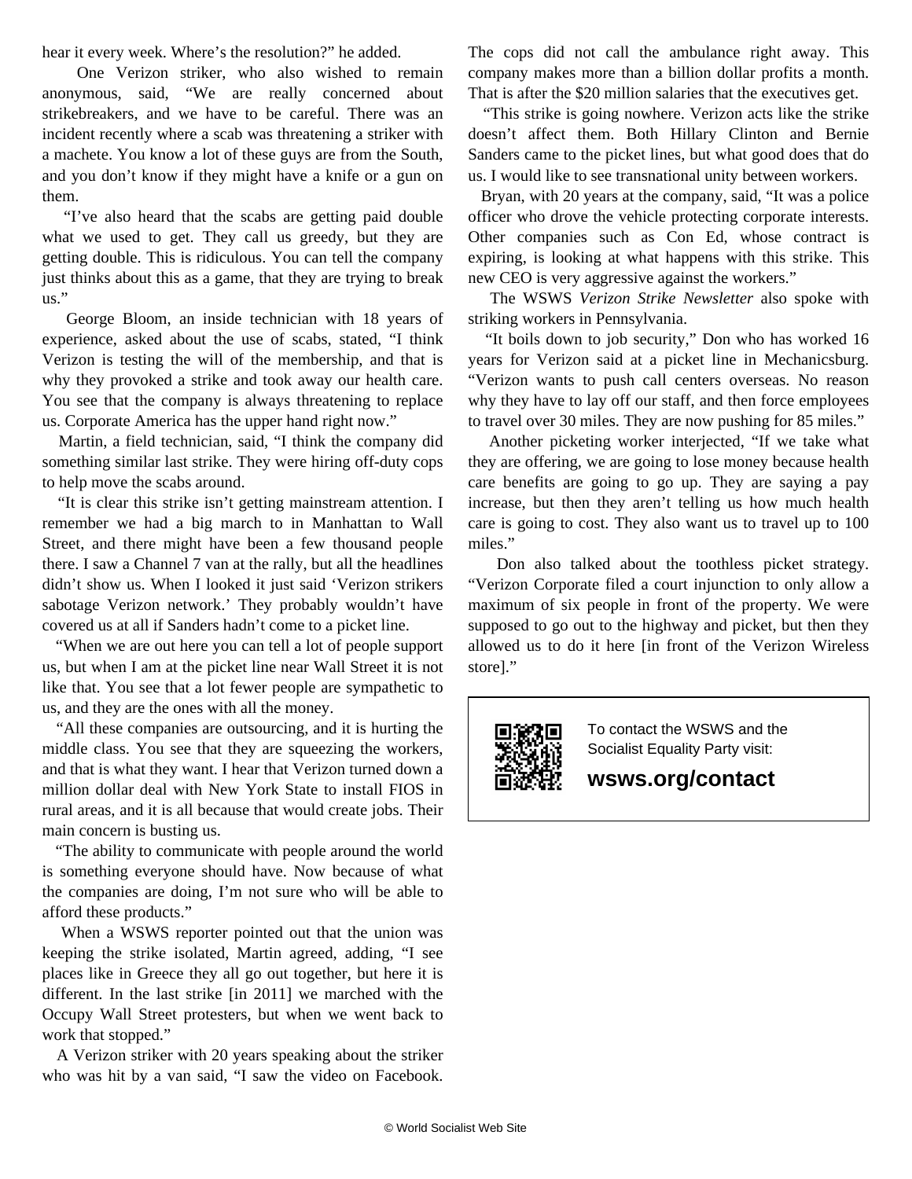hear it every week. Where's the resolution?" he added.

One Verizon striker, who also wished to remain anonymous, said, "We are really concerned about strikebreakers, and we have to be careful. There was an incident recently where a scab was threatening a striker with a machete. You know a lot of these guys are from the South, and you don't know if they might have a knife or a gun on them.

"I've also heard that the scabs are getting paid double what we used to get. They call us greedy, but they are getting double. This is ridiculous. You can tell the company just thinks about this as a game, that they are trying to break us."

George Bloom, an inside technician with 18 years of experience, asked about the use of scabs, stated, "I think Verizon is testing the will of the membership, and that is why they provoked a strike and took away our health care. You see that the company is always threatening to replace us. Corporate America has the upper hand right now."

Martin, a field technician, said, "I think the company did something similar last strike. They were hiring off-duty cops to help move the scabs around.

"It is clear this strike isn't getting mainstream attention. I remember we had a big march to in Manhattan to Wall Street, and there might have been a few thousand people there. I saw a Channel 7 van at the rally, but all the headlines didn't show us. When I looked it just said 'Verizon strikers sabotage Verizon network.' They probably wouldn't have covered us at all if Sanders hadn't come to a picket line.

"When we are out here you can tell a lot of people support us, but when I am at the picket line near Wall Street it is not like that. You see that a lot fewer people are sympathetic to us, and they are the ones with all the money.

"All these companies are outsourcing, and it is hurting the middle class. You see that they are squeezing the workers, and that is what they want. I hear that Verizon turned down a million dollar deal with New York State to install FIOS in rural areas, and it is all because that would create jobs. Their main concern is busting us.

"The ability to communicate with people around the world is something everyone should have. Now because of what the companies are doing, I'm not sure who will be able to afford these products."

When a WSWS reporter pointed out that the union was keeping the strike isolated, Martin agreed, adding, "I see places like in Greece they all go out together, but here it is different. In the last strike [in 2011] we marched with the Occupy Wall Street protesters, but when we went back to work that stopped."

A Verizon striker with 20 years speaking about the striker who was hit by a van said, "I saw the video on Facebook. The cops did not call the ambulance right away. This company makes more than a billion dollar profits a month. That is after the $20 million salaries that the executives get.

"This strike is going nowhere. Verizon acts like the strike doesn't affect them. Both Hillary Clinton and Bernie Sanders came to the picket lines, but what good does that do us. I would like to see transnational unity between workers.

Bryan, with 20 years at the company, said, "It was a police officer who drove the vehicle protecting corporate interests. Other companies such as Con Ed, whose contract is expiring, is looking at what happens with this strike. This new CEO is very aggressive against the workers."

The WSWS *Verizon Strike Newsletter* also spoke with striking workers in Pennsylvania.

"It boils down to job security," Don who has worked 16 years for Verizon said at a picket line in Mechanicsburg. "Verizon wants to push call centers overseas. No reason why they have to lay off our staff, and then force employees to travel over 30 miles. They are now pushing for 85 miles."

Another picketing worker interjected, "If we take what they are offering, we are going to lose money because health care benefits are going to go up. They are saying a pay increase, but then they aren't telling us how much health care is going to cost. They also want us to travel up to 100 miles."

Don also talked about the toothless picket strategy. "Verizon Corporate filed a court injunction to only allow a maximum of six people in front of the property. We were supposed to go out to the highway and picket, but then they allowed us to do it here [in front of the Verizon Wireless store]."

To contact the WSWS and the Socialist Equality Party visit:

**wsws.org/contact**